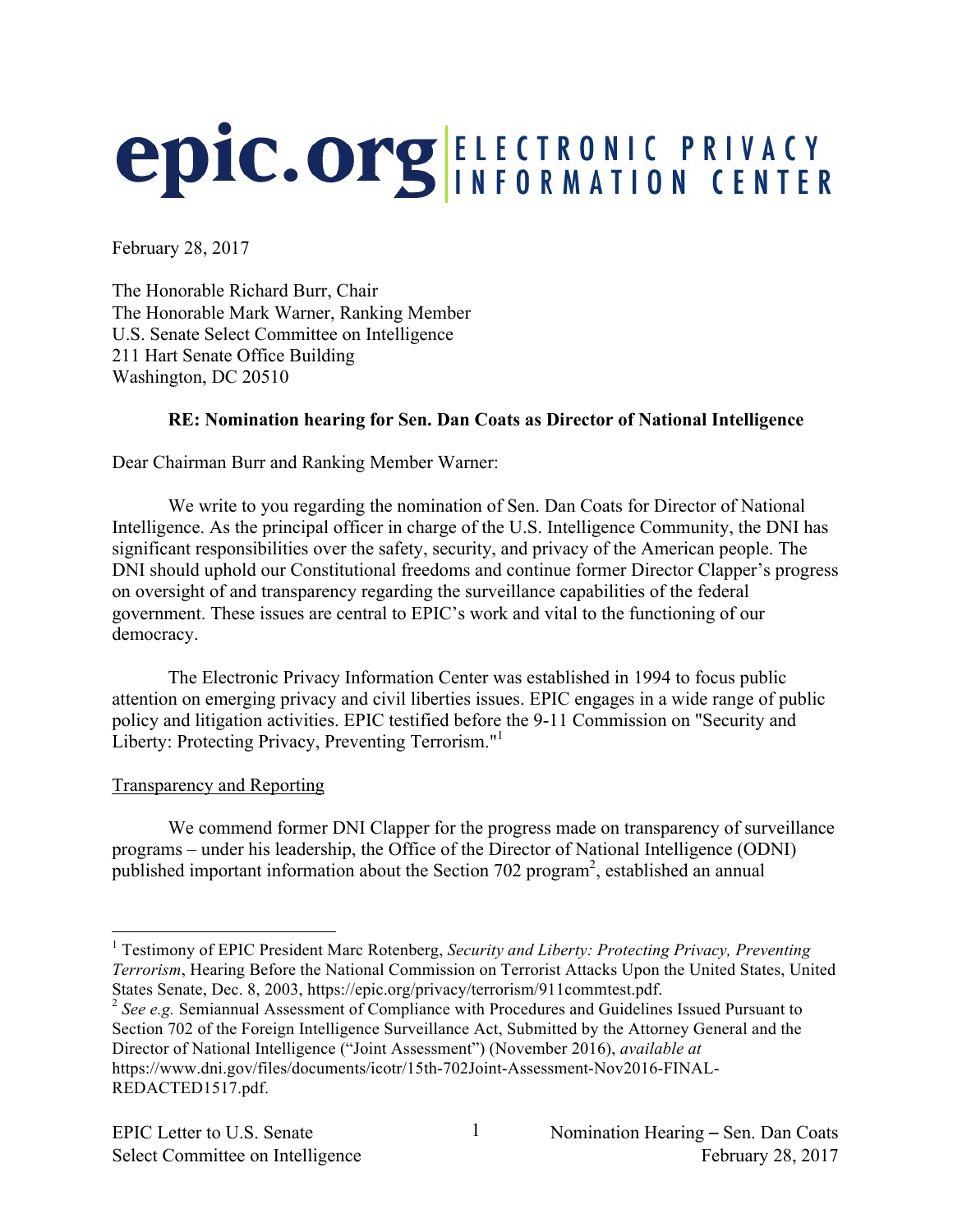# epic.org ELECTRONIC PRIVACY INFORMATION CENTER

February 28, 2017

The Honorable Richard Burr, Chair
The Honorable Mark Warner, Ranking Member
U.S. Senate Select Committee on Intelligence
211 Hart Senate Office Building
Washington, DC 20510

**RE: Nomination hearing for Sen. Dan Coats as Director of National Intelligence**

Dear Chairman Burr and Ranking Member Warner:

We write to you regarding the nomination of Sen. Dan Coats for Director of National Intelligence. As the principal officer in charge of the U.S. Intelligence Community, the DNI has significant responsibilities over the safety, security, and privacy of the American people. The DNI should uphold our Constitutional freedoms and continue former Director Clapper's progress on oversight of and transparency regarding the surveillance capabilities of the federal government. These issues are central to EPIC's work and vital to the functioning of our democracy.

The Electronic Privacy Information Center was established in 1994 to focus public attention on emerging privacy and civil liberties issues. EPIC engages in a wide range of public policy and litigation activities. EPIC testified before the 9-11 Commission on "Security and Liberty: Protecting Privacy, Preventing Terrorism."[1]

Transparency and Reporting

We commend former DNI Clapper for the progress made on transparency of surveillance programs – under his leadership, the Office of the Director of National Intelligence (ODNI) published important information about the Section 702 program[2], established an annual

---

[1] Testimony of EPIC President Marc Rotenberg, *Security and Liberty: Protecting Privacy, Preventing Terrorism*, Hearing Before the National Commission on Terrorist Attacks Upon the United States, United States Senate, Dec. 8, 2003, https://epic.org/privacy/terrorism/911commtest.pdf.

[2] *See e.g.* Semiannual Assessment of Compliance with Procedures and Guidelines Issued Pursuant to Section 702 of the Foreign Intelligence Surveillance Act, Submitted by the Attorney General and the Director of National Intelligence ("Joint Assessment") (November 2016), *available at* https://www.dni.gov/files/documents/icotr/15th-702Joint-Assessment-Nov2016-FINAL-REDACTED1517.pdf.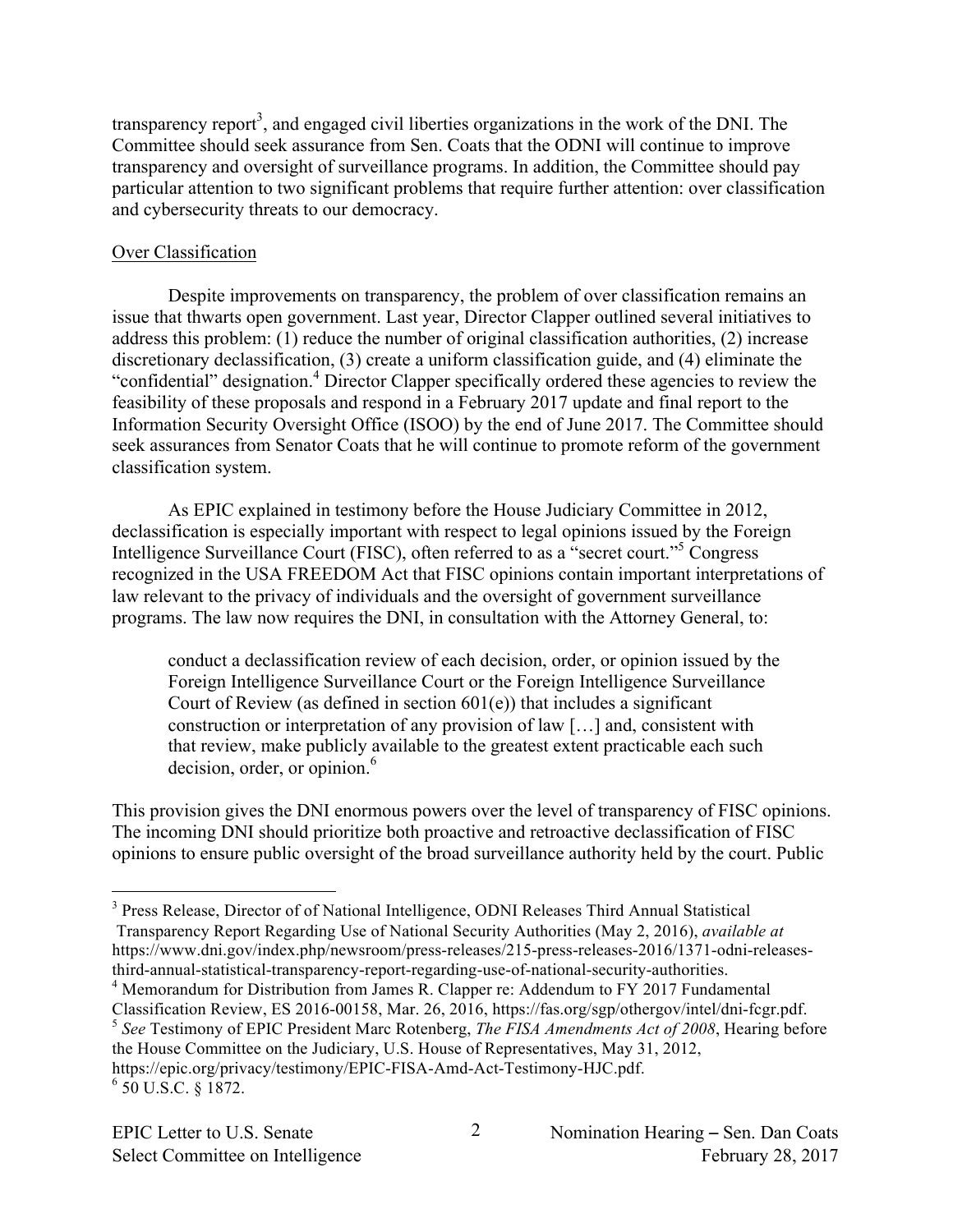transparency report[3], and engaged civil liberties organizations in the work of the DNI. The Committee should seek assurance from Sen. Coats that the ODNI will continue to improve transparency and oversight of surveillance programs. In addition, the Committee should pay particular attention to two significant problems that require further attention: over classification and cybersecurity threats to our democracy.

Over Classification

Despite improvements on transparency, the problem of over classification remains an issue that thwarts open government. Last year, Director Clapper outlined several initiatives to address this problem: (1) reduce the number of original classification authorities, (2) increase discretionary declassification, (3) create a uniform classification guide, and (4) eliminate the "confidential" designation.[4] Director Clapper specifically ordered these agencies to review the feasibility of these proposals and respond in a February 2017 update and final report to the Information Security Oversight Office (ISOO) by the end of June 2017. The Committee should seek assurances from Senator Coats that he will continue to promote reform of the government classification system.

As EPIC explained in testimony before the House Judiciary Committee in 2012, declassification is especially important with respect to legal opinions issued by the Foreign Intelligence Surveillance Court (FISC), often referred to as a "secret court."[5] Congress recognized in the USA FREEDOM Act that FISC opinions contain important interpretations of law relevant to the privacy of individuals and the oversight of government surveillance programs. The law now requires the DNI, in consultation with the Attorney General, to:

> conduct a declassification review of each decision, order, or opinion issued by the Foreign Intelligence Surveillance Court or the Foreign Intelligence Surveillance Court of Review (as defined in section 601(e)) that includes a significant construction or interpretation of any provision of law […] and, consistent with that review, make publicly available to the greatest extent practicable each such decision, order, or opinion.[6]

This provision gives the DNI enormous powers over the level of transparency of FISC opinions. The incoming DNI should prioritize both proactive and retroactive declassification of FISC opinions to ensure public oversight of the broad surveillance authority held by the court. Public

---

[3] Press Release, Director of of National Intelligence, ODNI Releases Third Annual Statistical Transparency Report Regarding Use of National Security Authorities (May 2, 2016), *available at* https://www.dni.gov/index.php/newsroom/press-releases/215-press-releases-2016/1371-odni-releases-third-annual-statistical-transparency-report-regarding-use-of-national-security-authorities.

[4] Memorandum for Distribution from James R. Clapper re: Addendum to FY 2017 Fundamental Classification Review, ES 2016-00158, Mar. 26, 2016, https://fas.org/sgp/othergov/intel/dni-fcgr.pdf.

[5] *See* Testimony of EPIC President Marc Rotenberg, *The FISA Amendments Act of 2008*, Hearing before the House Committee on the Judiciary, U.S. House of Representatives, May 31, 2012, https://epic.org/privacy/testimony/EPIC-FISA-Amd-Act-Testimony-HJC.pdf.

[6] 50 U.S.C. § 1872.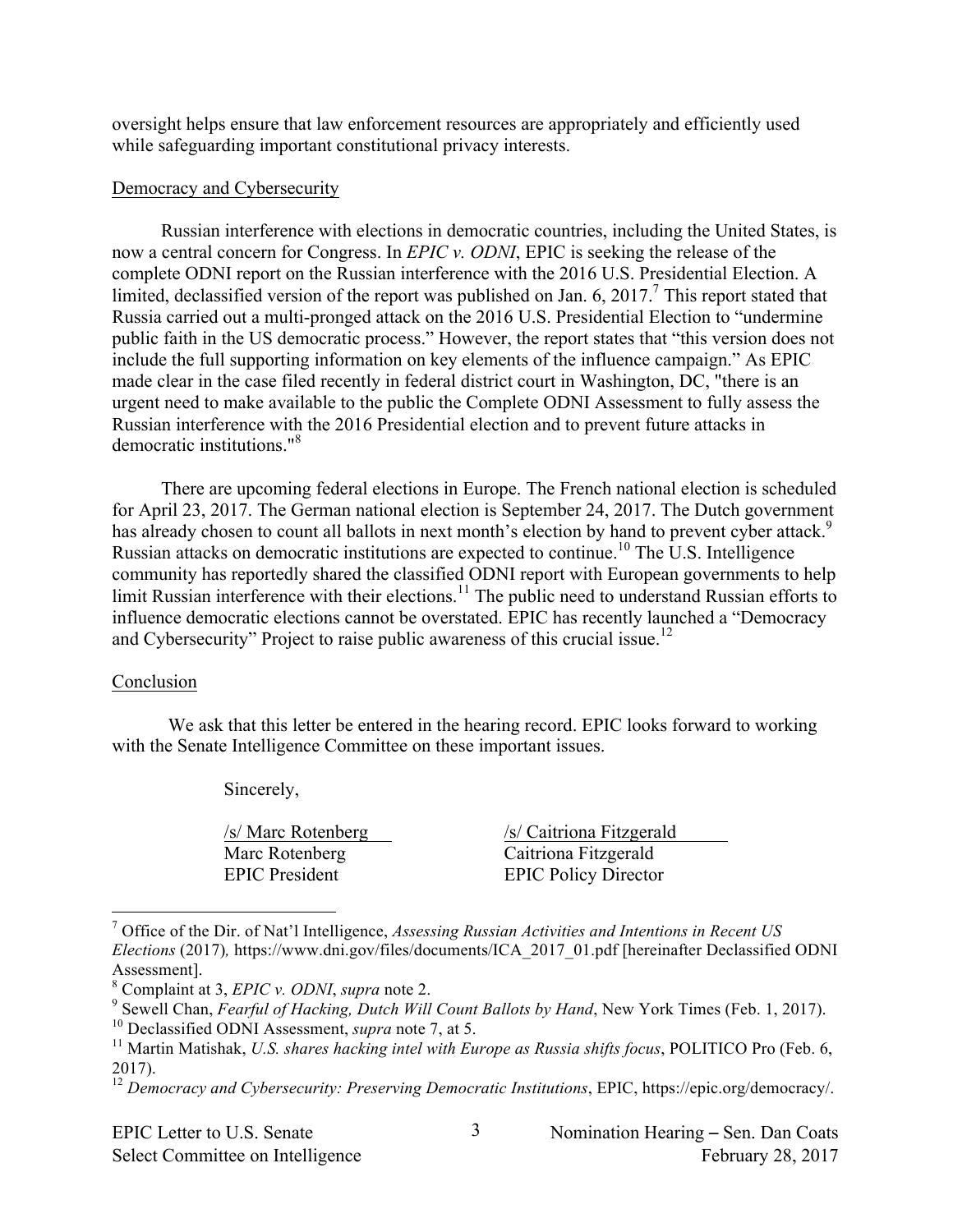oversight helps ensure that law enforcement resources are appropriately and efficiently used while safeguarding important constitutional privacy interests.

## Democracy and Cybersecurity

Russian interference with elections in democratic countries, including the United States, is now a central concern for Congress. In *EPIC v. ODNI*, EPIC is seeking the release of the complete ODNI report on the Russian interference with the 2016 U.S. Presidential Election. A limited, declassified version of the report was published on Jan. 6, 2017.[7] This report stated that Russia carried out a multi-pronged attack on the 2016 U.S. Presidential Election to "undermine public faith in the US democratic process." However, the report states that "this version does not include the full supporting information on key elements of the influence campaign." As EPIC made clear in the case filed recently in federal district court in Washington, DC, "there is an urgent need to make available to the public the Complete ODNI Assessment to fully assess the Russian interference with the 2016 Presidential election and to prevent future attacks in democratic institutions."[8]

There are upcoming federal elections in Europe. The French national election is scheduled for April 23, 2017. The German national election is September 24, 2017. The Dutch government has already chosen to count all ballots in next month's election by hand to prevent cyber attack.[9] Russian attacks on democratic institutions are expected to continue.[10] The U.S. Intelligence community has reportedly shared the classified ODNI report with European governments to help limit Russian interference with their elections.[11] The public need to understand Russian efforts to influence democratic elections cannot be overstated. EPIC has recently launched a "Democracy and Cybersecurity" Project to raise public awareness of this crucial issue.[12]

## Conclusion

We ask that this letter be entered in the hearing record. EPIC looks forward to working with the Senate Intelligence Committee on these important issues.

Sincerely,

/s/ Marc Rotenberg
Marc Rotenberg
EPIC President

/s/ Caitriona Fitzgerald
Caitriona Fitzgerald
EPIC Policy Director

---

[7] Office of the Dir. of Nat'l Intelligence, *Assessing Russian Activities and Intentions in Recent US Elections* (2017), https://www.dni.gov/files/documents/ICA_2017_01.pdf [hereinafter Declassified ODNI Assessment].

[8] Complaint at 3, *EPIC v. ODNI*, *supra* note 2.

[9] Sewell Chan, *Fearful of Hacking, Dutch Will Count Ballots by Hand*, New York Times (Feb. 1, 2017).

[10] Declassified ODNI Assessment, *supra* note 7, at 5.

[11] Martin Matishak, *U.S. shares hacking intel with Europe as Russia shifts focus*, POLITICO Pro (Feb. 6, 2017).

[12] *Democracy and Cybersecurity: Preserving Democratic Institutions*, EPIC, https://epic.org/democracy/.